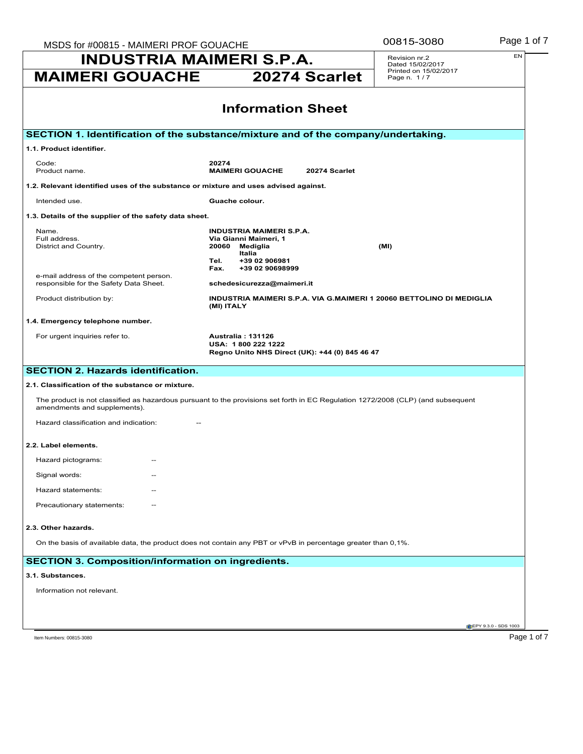# INDUSTRIA MAIMERI S.P.A.

## MAIMERI GOUACHE 20274 Scarlet

Revision nr.2
Dated 15/02/2017
Printed on 15/02/2017
Page n. 1 / 7

EN

## Information Sheet

### SECTION 1. Identification of the substance/mixture and of the company/undertaking.

**1.1. Product identifier.**

| | |
|---|---|
| Code: | **20274** |
| Product name. | **MAIMERI GOUACHE 20274 Scarlet** |

**1.2. Relevant identified uses of the substance or mixture and uses advised against.**

| | |
|---|---|
| Intended use. | **Guache colour.** |

**1.3. Details of the supplier of the safety data sheet.**

| | |
|---|---|
| Name. | **INDUSTRIA MAIMERI S.P.A.** |
| Full address. | **Via Gianni Maimeri, 1** |
| District and Country. | **20060 Mediglia (MI)** <br> **Italia** <br> **Tel. +39 02 906981** <br> **Fax. +39 02 90698999** |
| e-mail address of the competent person. responsible for the Safety Data Sheet. | **schedesicurezza@maimeri.it** |
| Product distribution by: | **INDUSTRIA MAIMERI S.P.A. VIA G.MAIMERI 1 20060 BETTOLINO DI MEDIGLIA (MI) ITALY** |

**1.4. Emergency telephone number.**

| | |
|---|---|
| For urgent inquiries refer to. | **Australia : 131126** <br> **USA: 1 800 222 1222** <br> **Regno Unito NHS Direct (UK): +44 (0) 845 46 47** |

### SECTION 2. Hazards identification.

**2.1. Classification of the substance or mixture.**

The product is not classified as hazardous pursuant to the provisions set forth in EC Regulation 1272/2008 (CLP) (and subsequent amendments and supplements).

Hazard classification and indication: --

**2.2. Label elements.**

Hazard pictograms: --

Signal words: --

Hazard statements: --

Precautionary statements: --

**2.3. Other hazards.**

On the basis of available data, the product does not contain any PBT or vPvB in percentage greater than 0,1%.

### SECTION 3. Composition/information on ingredients.

**3.1. Substances.**

Information not relevant.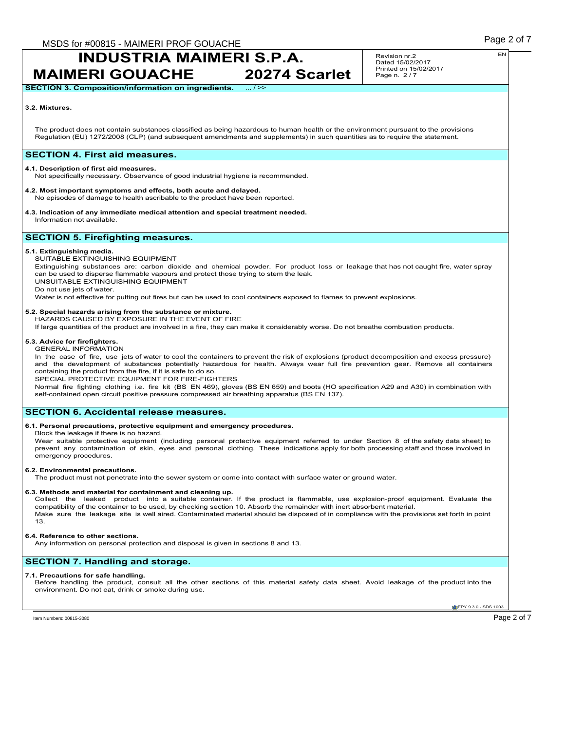## SECTION 3. Composition/information on ingredients. ... / >>

**3.2. Mixtures.**

The product does not contain substances classified as being hazardous to human health or the environment pursuant to the provisions Regulation (EU) 1272/2008 (CLP) (and subsequent amendments and supplements) in such quantities as to require the statement.

## SECTION 4. First aid measures.

**4.1. Description of first aid measures.**
Not specifically necessary. Observance of good industrial hygiene is recommended.

**4.2. Most important symptoms and effects, both acute and delayed.**
No episodes of damage to health ascribable to the product have been reported.

**4.3. Indication of any immediate medical attention and special treatment needed.**
Information not available.

## SECTION 5. Firefighting measures.

**5.1. Extinguishing media.**
SUITABLE EXTINGUISHING EQUIPMENT
Extinguishing substances are: carbon dioxide and chemical powder. For product loss or leakage that has not caught fire, water spray can be used to disperse flammable vapours and protect those trying to stem the leak.
UNSUITABLE EXTINGUISHING EQUIPMENT
Do not use jets of water.
Water is not effective for putting out fires but can be used to cool containers exposed to flames to prevent explosions.

**5.2. Special hazards arising from the substance or mixture.**
HAZARDS CAUSED BY EXPOSURE IN THE EVENT OF FIRE
If large quantities of the product are involved in a fire, they can make it considerably worse. Do not breathe combustion products.

**5.3. Advice for firefighters.**
GENERAL INFORMATION
In the case of fire, use jets of water to cool the containers to prevent the risk of explosions (product decomposition and excess pressure) and the development of substances potentially hazardous for health. Always wear full fire prevention gear. Remove all containers containing the product from the fire, if it is safe to do so.
SPECIAL PROTECTIVE EQUIPMENT FOR FIRE-FIGHTERS
Normal fire fighting clothing i.e. fire kit (BS EN 469), gloves (BS EN 659) and boots (HO specification A29 and A30) in combination with self-contained open circuit positive pressure compressed air breathing apparatus (BS EN 137).

## SECTION 6. Accidental release measures.

**6.1. Personal precautions, protective equipment and emergency procedures.**
Block the leakage if there is no hazard.
Wear suitable protective equipment (including personal protective equipment referred to under Section 8 of the safety data sheet) to prevent any contamination of skin, eyes and personal clothing. These indications apply for both processing staff and those involved in emergency procedures.

**6.2. Environmental precautions.**
The product must not penetrate into the sewer system or come into contact with surface water or ground water.

**6.3. Methods and material for containment and cleaning up.**
Collect the leaked product into a suitable container. If the product is flammable, use explosion-proof equipment. Evaluate the compatibility of the container to be used, by checking section 10. Absorb the remainder with inert absorbent material.
Make sure the leakage site is well aired. Contaminated material should be disposed of in compliance with the provisions set forth in point 13.

**6.4. Reference to other sections.**
Any information on personal protection and disposal is given in sections 8 and 13.

## SECTION 7. Handling and storage.

**7.1. Precautions for safe handling.**
Before handling the product, consult all the other sections of this material safety data sheet. Avoid leakage of the product into the environment. Do not eat, drink or smoke during use.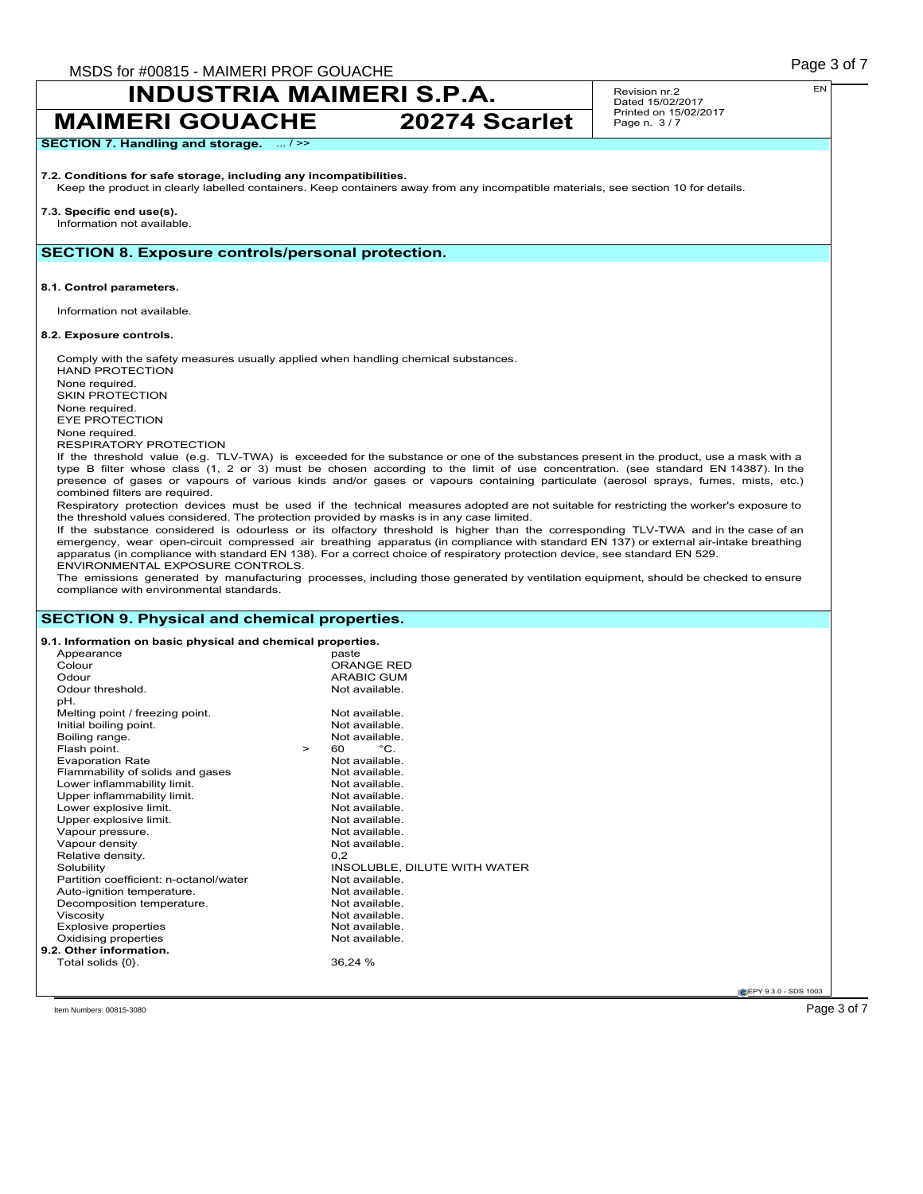# INDUSTRIA MAIMERI S.P.A.

## MAIMERI GOUACHE 20274 Scarlet

Revision nr.2
Dated 15/02/2017
Printed on 15/02/2017
Page n. 3 / 7

**SECTION 7. Handling and storage.** ... / >>

**7.2. Conditions for safe storage, including any incompatibilities.**

Keep the product in clearly labelled containers. Keep containers away from any incompatible materials, see section 10 for details.

**7.3. Specific end use(s).**

Information not available.

## SECTION 8. Exposure controls/personal protection.

**8.1. Control parameters.**

Information not available.

**8.2. Exposure controls.**

Comply with the safety measures usually applied when handling chemical substances.

HAND PROTECTION
None required.
SKIN PROTECTION
None required.
EYE PROTECTION
None required.
RESPIRATORY PROTECTION

If the threshold value (e.g. TLV-TWA) is exceeded for the substance or one of the substances present in the product, use a mask with a type B filter whose class (1, 2 or 3) must be chosen according to the limit of use concentration. (see standard EN 14387). In the presence of gases or vapours of various kinds and/or gases or vapours containing particulate (aerosol sprays, fumes, mists, etc.) combined filters are required.

Respiratory protection devices must be used if the technical measures adopted are not suitable for restricting the worker's exposure to the threshold values considered. The protection provided by masks is in any case limited.

If the substance considered is odourless or its olfactory threshold is higher than the corresponding TLV-TWA and in the case of an emergency, wear open-circuit compressed air breathing apparatus (in compliance with standard EN 137) or external air-intake breathing apparatus (in compliance with standard EN 138). For a correct choice of respiratory protection device, see standard EN 529.

ENVIRONMENTAL EXPOSURE CONTROLS.

The emissions generated by manufacturing processes, including those generated by ventilation equipment, should be checked to ensure compliance with environmental standards.

## SECTION 9. Physical and chemical properties.

**9.1. Information on basic physical and chemical properties.**

| Property | Value |
|---|---|
| Appearance | paste |
| Colour | ORANGE RED |
| Odour | ARABIC GUM |
| Odour threshold. | Not available. |
| pH. | |
| Melting point / freezing point. | Not available. |
| Initial boiling point. | Not available. |
| Boiling range. | Not available. |
| Flash point. | > 60 °C. |
| Evaporation Rate | Not available. |
| Flammability of solids and gases | Not available. |
| Lower inflammability limit. | Not available. |
| Upper inflammability limit. | Not available. |
| Lower explosive limit. | Not available. |
| Upper explosive limit. | Not available. |
| Vapour pressure. | Not available. |
| Vapour density | Not available. |
| Relative density. | 0,2 |
| Solubility | INSOLUBLE, DILUTE WITH WATER |
| Partition coefficient: n-octanol/water | Not available. |
| Auto-ignition temperature. | Not available. |
| Decomposition temperature. | Not available. |
| Viscosity | Not available. |
| Explosive properties | Not available. |
| Oxidising properties | Not available. |

**9.2. Other information.**

| Property | Value |
|---|---|
| Total solids {0}. | 36,24 % |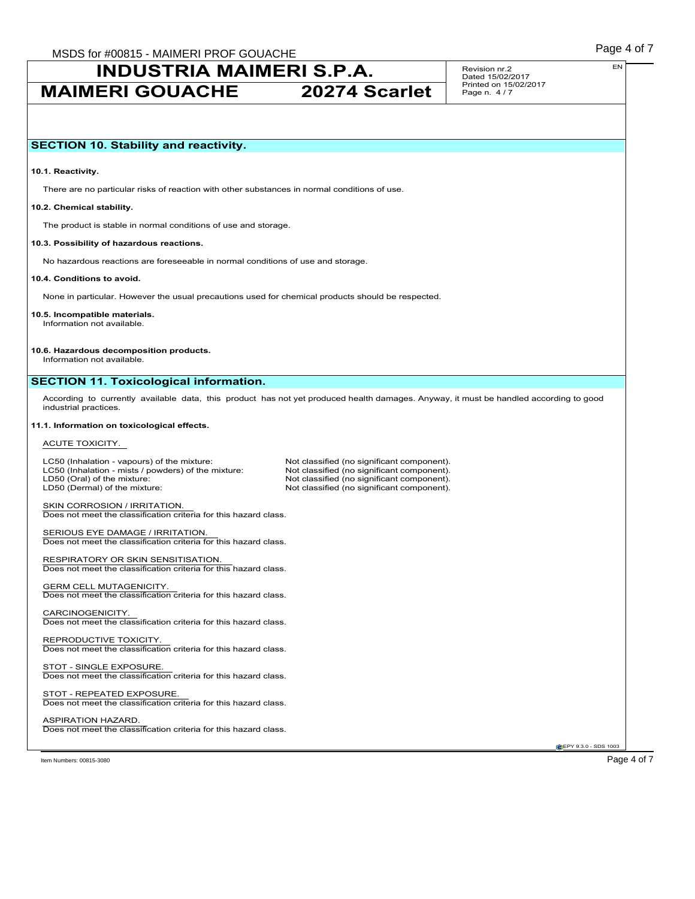## SECTION 10. Stability and reactivity.

**10.1. Reactivity.**

There are no particular risks of reaction with other substances in normal conditions of use.

**10.2. Chemical stability.**

The product is stable in normal conditions of use and storage.

**10.3. Possibility of hazardous reactions.**

No hazardous reactions are foreseeable in normal conditions of use and storage.

**10.4. Conditions to avoid.**

None in particular. However the usual precautions used for chemical products should be respected.

**10.5. Incompatible materials.**

Information not available.

**10.6. Hazardous decomposition products.**

Information not available.

## SECTION 11. Toxicological information.

According to currently available data, this product has not yet produced health damages. Anyway, it must be handled according to good industrial practices.

**11.1. Information on toxicological effects.**

ACUTE TOXICITY.

| | |
|---|---|
| LC50 (Inhalation - vapours) of the mixture: | Not classified (no significant component). |
| LC50 (Inhalation - mists / powders) of the mixture: | Not classified (no significant component). |
| LD50 (Oral) of the mixture: | Not classified (no significant component). |
| LD50 (Dermal) of the mixture: | Not classified (no significant component). |

SKIN CORROSION / IRRITATION.
Does not meet the classification criteria for this hazard class.

SERIOUS EYE DAMAGE / IRRITATION.
Does not meet the classification criteria for this hazard class.

RESPIRATORY OR SKIN SENSITISATION.
Does not meet the classification criteria for this hazard class.

GERM CELL MUTAGENICITY.
Does not meet the classification criteria for this hazard class.

CARCINOGENICITY.
Does not meet the classification criteria for this hazard class.

REPRODUCTIVE TOXICITY.
Does not meet the classification criteria for this hazard class.

STOT - SINGLE EXPOSURE.
Does not meet the classification criteria for this hazard class.

STOT - REPEATED EXPOSURE.
Does not meet the classification criteria for this hazard class.

ASPIRATION HAZARD.
Does not meet the classification criteria for this hazard class.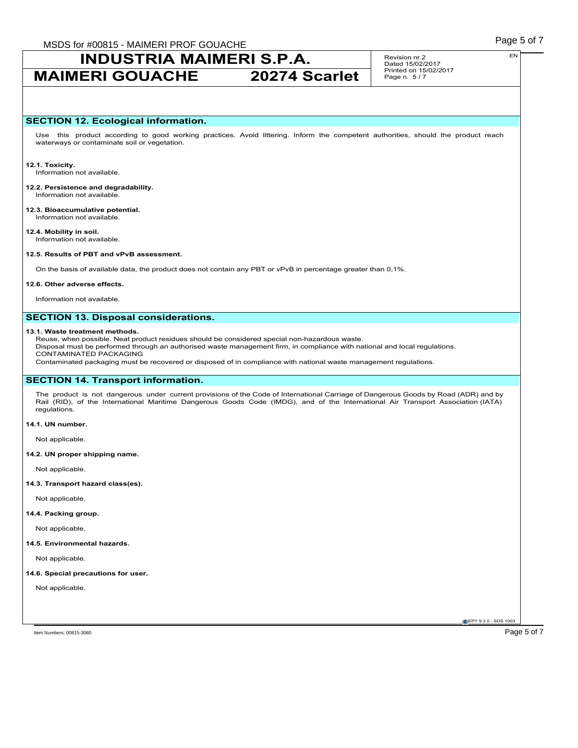## SECTION 12. Ecological information.

Use this product according to good working practices. Avoid littering. Inform the competent authorities, should the product reach waterways or contaminate soil or vegetation.

**12.1. Toxicity.**
Information not available.

**12.2. Persistence and degradability.**
Information not available.

**12.3. Bioaccumulative potential.**
Information not available.

**12.4. Mobility in soil.**
Information not available.

**12.5. Results of PBT and vPvB assessment.**

On the basis of available data, the product does not contain any PBT or vPvB in percentage greater than 0,1%.

**12.6. Other adverse effects.**

Information not available.

## SECTION 13. Disposal considerations.

**13.1. Waste treatment methods.**
Reuse, when possible. Neat product residues should be considered special non-hazardous waste.
Disposal must be performed through an authorised waste management firm, in compliance with national and local regulations.
CONTAMINATED PACKAGING
Contaminated packaging must be recovered or disposed of in compliance with national waste management regulations.

## SECTION 14. Transport information.

The product is not dangerous under current provisions of the Code of International Carriage of Dangerous Goods by Road (ADR) and by Rail (RID), of the International Maritime Dangerous Goods Code (IMDG), and of the International Air Transport Association (IATA) regulations.

**14.1. UN number.**

Not applicable.

**14.2. UN proper shipping name.**

Not applicable.

**14.3. Transport hazard class(es).**

Not applicable.

**14.4. Packing group.**

Not applicable.

**14.5. Environmental hazards.**

Not applicable.

**14.6. Special precautions for user.**

Not applicable.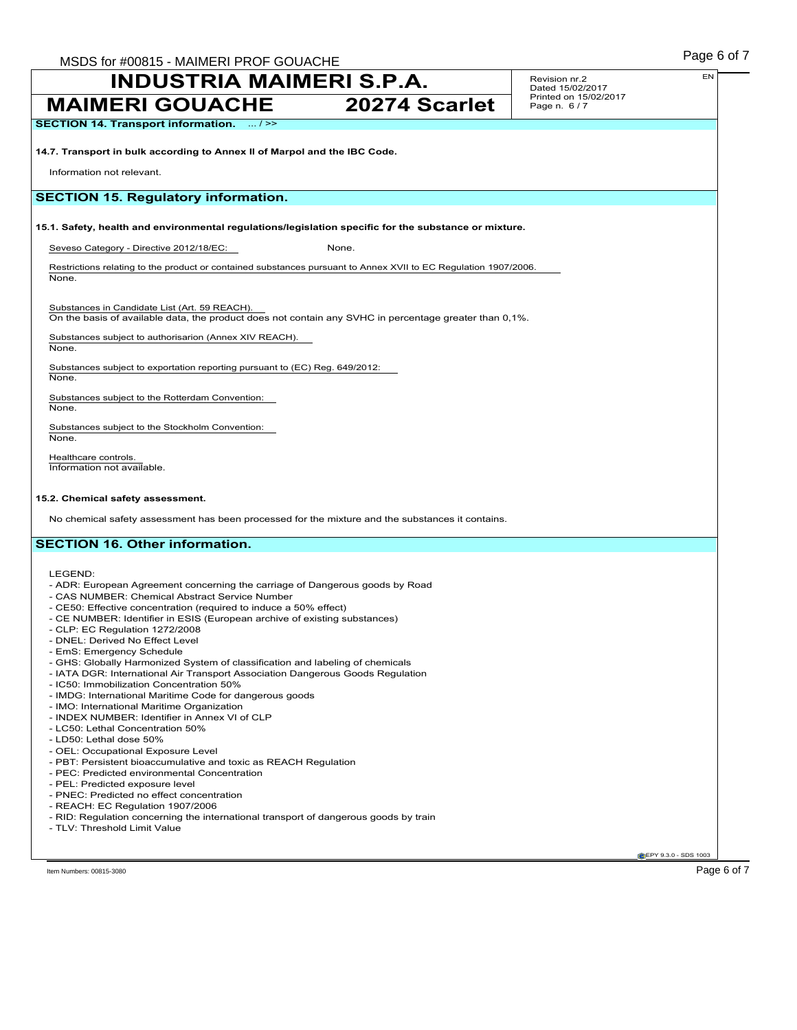# INDUSTRIA MAIMERI S.P.A.

## MAIMERI GOUACHE 20274 Scarlet

Revision nr.2
Dated 15/02/2017
Printed on 15/02/2017
Page n. 6 / 7

**SECTION 14. Transport information.** ... / >>

**14.7. Transport in bulk according to Annex II of Marpol and the IBC Code.**

Information not relevant.

## SECTION 15. Regulatory information.

**15.1. Safety, health and environmental regulations/legislation specific for the substance or mixture.**

Seveso Category - Directive 2012/18/EC: None.

Restrictions relating to the product or contained substances pursuant to Annex XVII to EC Regulation 1907/2006.
None.

Substances in Candidate List (Art. 59 REACH).
On the basis of available data, the product does not contain any SVHC in percentage greater than 0,1%.

Substances subject to authorisarion (Annex XIV REACH).
None.

Substances subject to exportation reporting pursuant to (EC) Reg. 649/2012:
None.

Substances subject to the Rotterdam Convention:
None.

Substances subject to the Stockholm Convention:
None.

Healthcare controls.
Information not available.

**15.2. Chemical safety assessment.**

No chemical safety assessment has been processed for the mixture and the substances it contains.

## SECTION 16. Other information.

LEGEND:
- ADR: European Agreement concerning the carriage of Dangerous goods by Road
- CAS NUMBER: Chemical Abstract Service Number
- CE50: Effective concentration (required to induce a 50% effect)
- CE NUMBER: Identifier in ESIS (European archive of existing substances)
- CLP: EC Regulation 1272/2008
- DNEL: Derived No Effect Level
- EmS: Emergency Schedule
- GHS: Globally Harmonized System of classification and labeling of chemicals
- IATA DGR: International Air Transport Association Dangerous Goods Regulation
- IC50: Immobilization Concentration 50%
- IMDG: International Maritime Code for dangerous goods
- IMO: International Maritime Organization
- INDEX NUMBER: Identifier in Annex VI of CLP
- LC50: Lethal Concentration 50%
- LD50: Lethal dose 50%
- OEL: Occupational Exposure Level
- PBT: Persistent bioaccumulative and toxic as REACH Regulation
- PEC: Predicted environmental Concentration
- PEL: Predicted exposure level
- PNEC: Predicted no effect concentration
- REACH: EC Regulation 1907/2006
- RID: Regulation concerning the international transport of dangerous goods by train
- TLV: Threshold Limit Value

Item Numbers: 00815-3080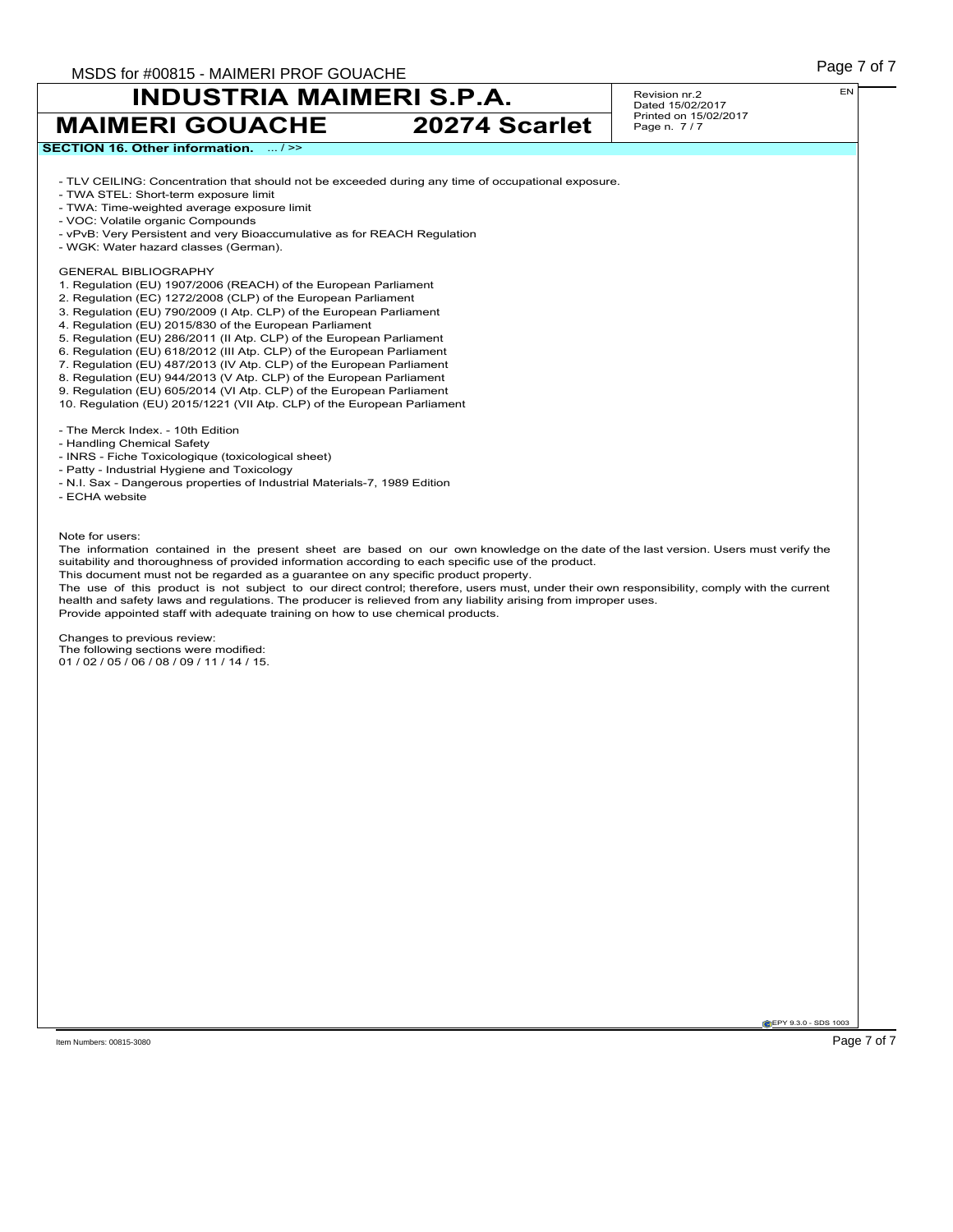**SECTION 16. Other information.** ... / >>

- TLV CEILING: Concentration that should not be exceeded during any time of occupational exposure.
- TWA STEL: Short-term exposure limit
- TWA: Time-weighted average exposure limit
- VOC: Volatile organic Compounds
- vPvB: Very Persistent and very Bioaccumulative as for REACH Regulation
- WGK: Water hazard classes (German).

GENERAL BIBLIOGRAPHY

1. Regulation (EU) 1907/2006 (REACH) of the European Parliament
2. Regulation (EC) 1272/2008 (CLP) of the European Parliament
3. Regulation (EU) 790/2009 (I Atp. CLP) of the European Parliament
4. Regulation (EU) 2015/830 of the European Parliament
5. Regulation (EU) 286/2011 (II Atp. CLP) of the European Parliament
6. Regulation (EU) 618/2012 (III Atp. CLP) of the European Parliament
7. Regulation (EU) 487/2013 (IV Atp. CLP) of the European Parliament
8. Regulation (EU) 944/2013 (V Atp. CLP) of the European Parliament
9. Regulation (EU) 605/2014 (VI Atp. CLP) of the European Parliament
10. Regulation (EU) 2015/1221 (VII Atp. CLP) of the European Parliament

- The Merck Index. - 10th Edition
- Handling Chemical Safety
- INRS - Fiche Toxicologique (toxicological sheet)
- Patty - Industrial Hygiene and Toxicology
- N.I. Sax - Dangerous properties of Industrial Materials-7, 1989 Edition
- ECHA website

Note for users:
The information contained in the present sheet are based on our own knowledge on the date of the last version. Users must verify the suitability and thoroughness of provided information according to each specific use of the product.
This document must not be regarded as a guarantee on any specific product property.
The use of this product is not subject to our direct control; therefore, users must, under their own responsibility, comply with the current health and safety laws and regulations. The producer is relieved from any liability arising from improper uses.
Provide appointed staff with adequate training on how to use chemical products.

Changes to previous review:
The following sections were modified:
01 / 02 / 05 / 06 / 08 / 09 / 11 / 14 / 15.